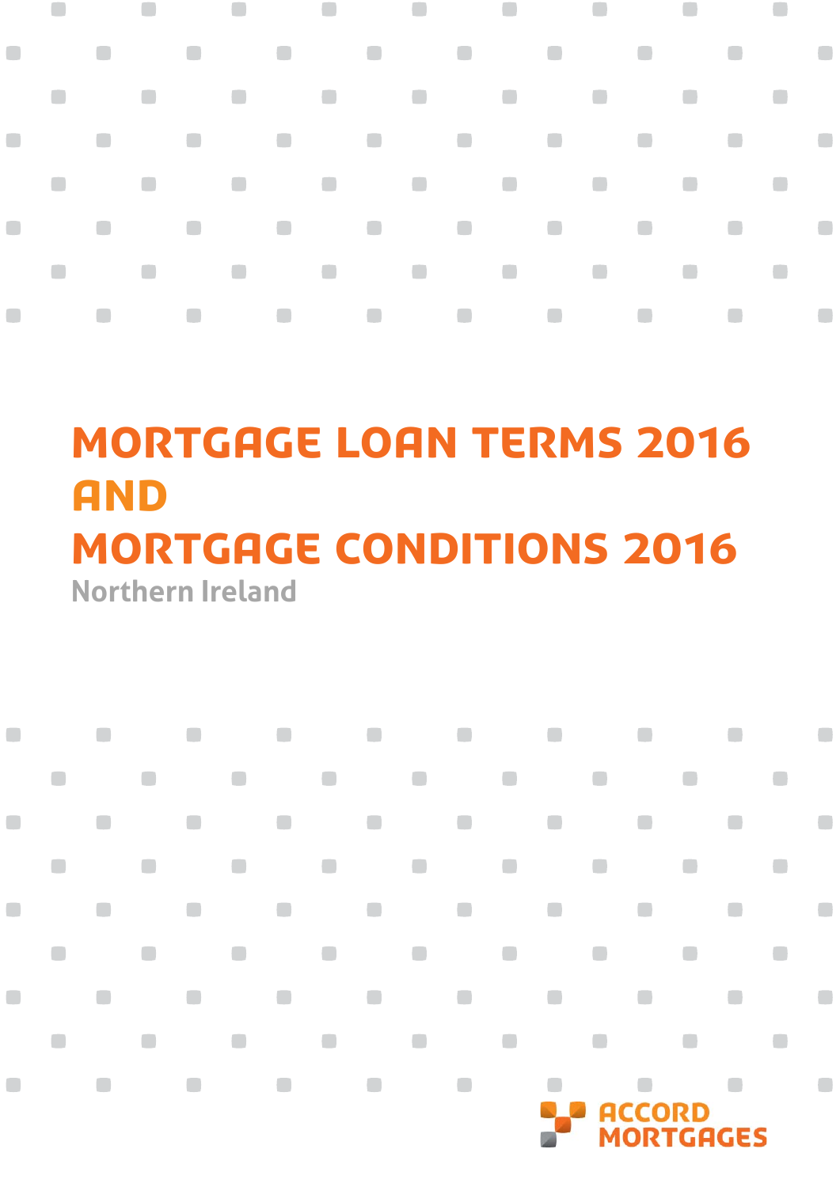# MORTGAGE LOAN TERMS 2016 AND MORTGAGE CONDITIONS 2016

Northern Ireland

ACCORD MORTGAGES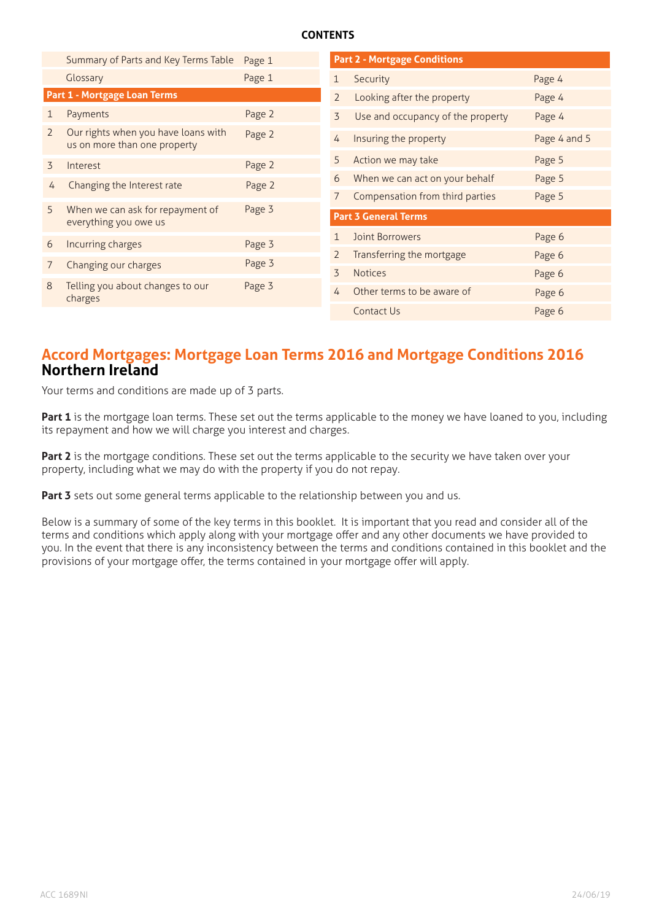**CONTENTS**

| | | |
|---|---|---|
| | Summary of Parts and Key Terms Table | Page 1 |
| | Glossary | Page 1 |
| **Part 1 - Mortgage Loan Terms** | | |
| 1 | Payments | Page 2 |
| 2 | Our rights when you have loans with us on more than one property | Page 2 |
| 3 | Interest | Page 2 |
| 4 | Changing the Interest rate | Page 2 |
| 5 | When we can ask for repayment of everything you owe us | Page 3 |
| 6 | Incurring charges | Page 3 |
| 7 | Changing our charges | Page 3 |
| 8 | Telling you about changes to our charges | Page 3 |

| | | |
|---|---|---|
| **Part 2 - Mortgage Conditions** | | |
| 1 | Security | Page 4 |
| 2 | Looking after the property | Page 4 |
| 3 | Use and occupancy of the property | Page 4 |
| 4 | Insuring the property | Page 4 and 5 |
| 5 | Action we may take | Page 5 |
| 6 | When we can act on your behalf | Page 5 |
| 7 | Compensation from third parties | Page 5 |
| **Part 3 General Terms** | | |
| 1 | Joint Borrowers | Page 6 |
| 2 | Transferring the mortgage | Page 6 |
| 3 | Notices | Page 6 |
| 4 | Other terms to be aware of | Page 6 |
| | Contact Us | Page 6 |

# Accord Mortgages: Mortgage Loan Terms 2016 and Mortgage Conditions 2016
## Northern Ireland

Your terms and conditions are made up of 3 parts.

**Part 1** is the mortgage loan terms. These set out the terms applicable to the money we have loaned to you, including its repayment and how we will charge you interest and charges.

**Part 2** is the mortgage conditions. These set out the terms applicable to the security we have taken over your property, including what we may do with the property if you do not repay.

**Part 3** sets out some general terms applicable to the relationship between you and us.

Below is a summary of some of the key terms in this booklet. It is important that you read and consider all of the terms and conditions which apply along with your mortgage offer and any other documents we have provided to you. In the event that there is any inconsistency between the terms and conditions contained in this booklet and the provisions of your mortgage offer, the terms contained in your mortgage offer will apply.

ACC 1689NI 24/06/19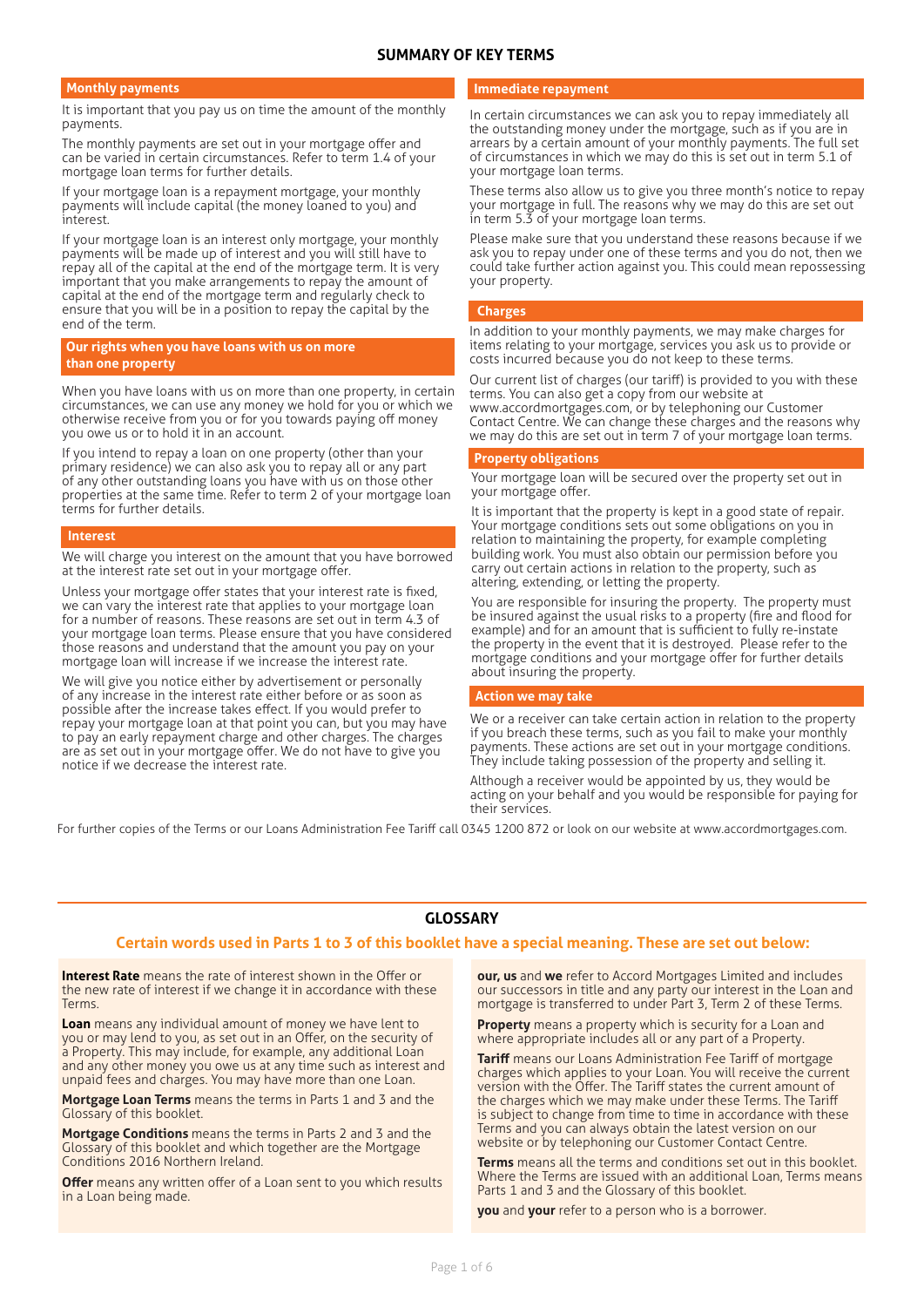# SUMMARY OF KEY TERMS

## Monthly payments

It is important that you pay us on time the amount of the monthly payments.

The monthly payments are set out in your mortgage offer and can be varied in certain circumstances. Refer to term 1.4 of your mortgage loan terms for further details.

If your mortgage loan is a repayment mortgage, your monthly payments will include capital (the money loaned to you) and interest.

If your mortgage loan is an interest only mortgage, your monthly payments will be made up of interest and you will still have to repay all of the capital at the end of the mortgage term. It is very important that you make arrangements to repay the amount of capital at the end of the mortgage term and regularly check to ensure that you will be in a position to repay the capital by the end of the term.

## Our rights when you have loans with us on more than one property

When you have loans with us on more than one property, in certain circumstances, we can use any money we hold for you or which we otherwise receive from you or for you towards paying off money you owe us or to hold it in an account.

If you intend to repay a loan on one property (other than your primary residence) we can also ask you to repay all or any part of any other outstanding loans you have with us on those other properties at the same time. Refer to term 2 of your mortgage loan terms for further details.

## Interest

We will charge you interest on the amount that you have borrowed at the interest rate set out in your mortgage offer.

Unless your mortgage offer states that your interest rate is fixed, we can vary the interest rate that applies to your mortgage loan for a number of reasons. These reasons are set out in term 4.3 of your mortgage loan terms. Please ensure that you have considered those reasons and understand that the amount you pay on your mortgage loan will increase if we increase the interest rate.

We will give you notice either by advertisement or personally of any increase in the interest rate either before or as soon as possible after the increase takes effect. If you would prefer to repay your mortgage loan at that point you can, but you may have to pay an early repayment charge and other charges. The charges are as set out in your mortgage offer. We do not have to give you notice if we decrease the interest rate.

## Immediate repayment

In certain circumstances we can ask you to repay immediately all the outstanding money under the mortgage, such as if you are in arrears by a certain amount of your monthly payments. The full set of circumstances in which we may do this is set out in term 5.1 of your mortgage loan terms.

These terms also allow us to give you three month's notice to repay your mortgage in full. The reasons why we may do this are set out in term 5.3 of your mortgage loan terms.

Please make sure that you understand these reasons because if we ask you to repay under one of these terms and you do not, then we could take further action against you. This could mean repossessing your property.

## Charges

In addition to your monthly payments, we may make charges for items relating to your mortgage, services you ask us to provide or costs incurred because you do not keep to these terms.

Our current list of charges (our tariff) is provided to you with these terms. You can also get a copy from our website at www.accordmortgages.com, or by telephoning our Customer Contact Centre. We can change these charges and the reasons why we may do this are set out in term 7 of your mortgage loan terms.

## Property obligations

Your mortgage loan will be secured over the property set out in your mortgage offer.

It is important that the property is kept in a good state of repair. Your mortgage conditions sets out some obligations on you in relation to maintaining the property, for example completing building work. You must also obtain our permission before you carry out certain actions in relation to the property, such as altering, extending, or letting the property.

You are responsible for insuring the property. The property must be insured against the usual risks to a property (fire and flood for example) and for an amount that is sufficient to fully re-instate the property in the event that it is destroyed. Please refer to the mortgage conditions and your mortgage offer for further details about insuring the property.

## Action we may take

We or a receiver can take certain action in relation to the property if you breach these terms, such as you fail to make your monthly payments. These actions are set out in your mortgage conditions. They include taking possession of the property and selling it.

Although a receiver would be appointed by us, they would be acting on your behalf and you would be responsible for paying for their services.

For further copies of the Terms or our Loans Administration Fee Tariff call 0345 1200 872 or look on our website at www.accordmortgages.com.

# GLOSSARY

**Certain words used in Parts 1 to 3 of this booklet have a special meaning. These are set out below:**

**Interest Rate** means the rate of interest shown in the Offer or the new rate of interest if we change it in accordance with these Terms.

**Loan** means any individual amount of money we have lent to you or may lend to you, as set out in an Offer, on the security of a Property. This may include, for example, any additional Loan and any other money you owe us at any time such as interest and unpaid fees and charges. You may have more than one Loan.

**Mortgage Loan Terms** means the terms in Parts 1 and 3 and the Glossary of this booklet.

**Mortgage Conditions** means the terms in Parts 2 and 3 and the Glossary of this booklet and which together are the Mortgage Conditions 2016 Northern Ireland.

**Offer** means any written offer of a Loan sent to you which results in a Loan being made.

**our, us** and **we** refer to Accord Mortgages Limited and includes our successors in title and any party our interest in the Loan and mortgage is transferred to under Part 3, Term 2 of these Terms.

**Property** means a property which is security for a Loan and where appropriate includes all or any part of a Property.

**Tariff** means our Loans Administration Fee Tariff of mortgage charges which applies to your Loan. You will receive the current version with the Offer. The Tariff states the current amount of the charges which we may make under these Terms. The Tariff is subject to change from time to time in accordance with these Terms and you can always obtain the latest version on our website or by telephoning our Customer Contact Centre.

**Terms** means all the terms and conditions set out in this booklet. Where the Terms are issued with an additional Loan, Terms means Parts 1 and 3 and the Glossary of this booklet.

**you** and **your** refer to a person who is a borrower.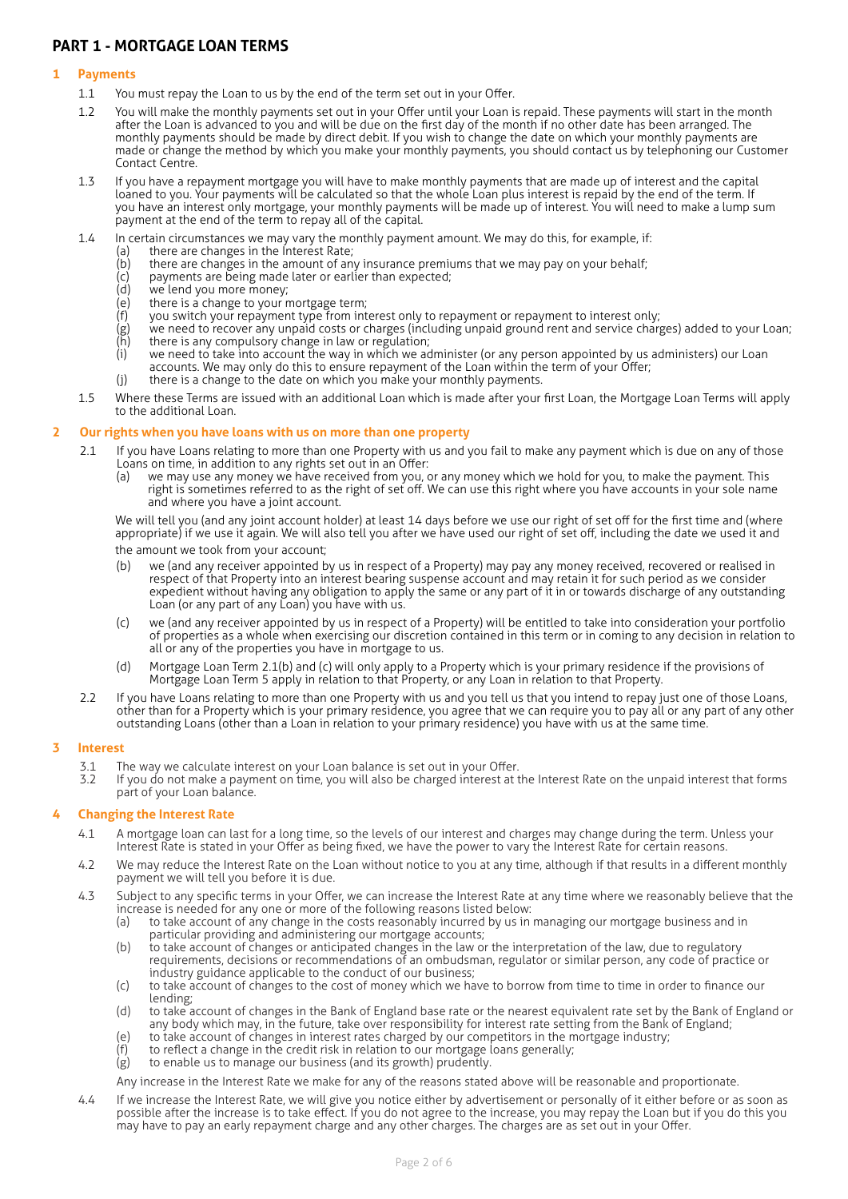# PART 1 - MORTGAGE LOAN TERMS

## 1 Payments

1.1 You must repay the Loan to us by the end of the term set out in your Offer.

1.2 You will make the monthly payments set out in your Offer until your Loan is repaid. These payments will start in the month after the Loan is advanced to you and will be due on the first day of the month if no other date has been arranged. The monthly payments should be made by direct debit. If you wish to change the date on which your monthly payments are made or change the method by which you make your monthly payments, you should contact us by telephoning our Customer Contact Centre.

1.3 If you have a repayment mortgage you will have to make monthly payments that are made up of interest and the capital loaned to you. Your payments will be calculated so that the whole Loan plus interest is repaid by the end of the term. If you have an interest only mortgage, your monthly payments will be made up of interest. You will need to make a lump sum payment at the end of the term to repay all of the capital.

1.4 In certain circumstances we may vary the monthly payment amount. We may do this, for example, if:

- (a) there are changes in the Interest Rate;
- (b) there are changes in the amount of any insurance premiums that we may pay on your behalf;
- (c) payments are being made later or earlier than expected;
- (d) we lend you more money;
- (e) there is a change to your mortgage term;
- (f) you switch your repayment type from interest only to repayment or repayment to interest only;
- (g) we need to recover any unpaid costs or charges (including unpaid ground rent and service charges) added to your Loan;
- (h) there is any compulsory change in the law or regulation;
- (i) we need to take into account the way in which we administer (or any person appointed by us administers) our Loan accounts. We may only do this to ensure repayment of the Loan within the term of your Offer;
- (j) there is a change to the date on which you make your monthly payments.

1.5 Where these Terms are issued with an additional Loan which is made after your first Loan, the Mortgage Loan Terms will apply to the additional Loan.

## 2 Our rights when you have loans with us on more than one property

2.1 If you have Loans relating to more than one Property with us and you fail to make any payment which is due on any of those Loans on time, in addition to any rights set out in an Offer:

- (a) we may use any money we have received from you, or any money which we hold for you, to make the payment. This right is sometimes referred to as the right of set off. We can use this right where you have accounts in your sole name and where you have a joint account.

We will tell you (and any joint account holder) at least 14 days before we use our right of set off for the first time and (where appropriate) if we use it again. We will also tell you after we have used our right of set off, including the date we used it and the amount we took from your account;

- (b) we (and any receiver appointed by us in respect of a Property) may pay any money received, recovered or realised in respect of that Property into an interest bearing suspense account and may retain it for such period as we consider expedient without having any obligation to apply the same or any part of it in or towards discharge of any outstanding Loan (or any part of any Loan) you have with us.
- (c) we (and any receiver appointed by us in respect of a Property) will be entitled to take into consideration your portfolio of properties as a whole when exercising our discretion contained in this term or in coming to any decision in relation to all or any of the properties you have in mortgage to us.
- (d) Mortgage Loan Term 2.1(b) and (c) will only apply to a Property which is your primary residence if the provisions of Mortgage Loan Term 5 apply in relation to that Property, or any Loan in relation to that Property.

2.2 If you have Loans relating to more than one Property with us and you tell us that you intend to repay just one of those Loans, other than for a Property which is your primary residence, you agree that we can require you to pay all or any part of any other outstanding Loans (other than a Loan in relation to your primary residence) you have with us at the same time.

## 3 Interest

3.1 The way we calculate interest on your Loan balance is set out in your Offer.

3.2 If you do not make a payment on time, you will also be charged interest at the Interest Rate on the unpaid interest that forms part of your Loan balance.

## 4 Changing the Interest Rate

4.1 A mortgage loan can last for a long time, so the levels of our interest and charges may change during the term. Unless your Interest Rate is stated in your Offer as being fixed, we have the power to vary the Interest Rate for certain reasons.

4.2 We may reduce the Interest Rate on the Loan without notice to you at any time, although if that results in a different monthly payment we will tell you before it is due.

4.3 Subject to any specific terms in your Offer, we can increase the Interest Rate at any time where we reasonably believe that the increase is needed for any one or more of the following reasons listed below:

- (a) to take account of any change in the costs reasonably incurred by us in managing our mortgage business and in particular providing and administering our mortgage accounts;
- (b) to take account of changes or anticipated changes in the law or the interpretation of the law, due to regulatory requirements, decisions or recommendations of an ombudsman, regulator or similar person, any code of practice or industry guidance applicable to the conduct of our business;
- (c) to take account of changes to the cost of money which we have to borrow from time to time in order to finance our lending;
- (d) to take account of changes in the Bank of England base rate or the nearest equivalent rate set by the Bank of England or any body which may, in the future, take over responsibility for interest rate setting from the Bank of England;
- (e) to take account of changes in interest rates charged by our competitors in the mortgage industry;
- (f) to reflect a change in the credit risk in relation to our mortgage loans generally;
- (g) to enable us to manage our business (and its growth) prudently.

Any increase in the Interest Rate we make for any of the reasons stated above will be reasonable and proportionate.

4.4 If we increase the Interest Rate, we will give you notice either by advertisement or personally of it either before or as soon as possible after the increase is to take effect. If you do not agree to the increase, you may repay the Loan but if you do this you may have to pay an early repayment charge and any other charges. The charges are as set out in your Offer.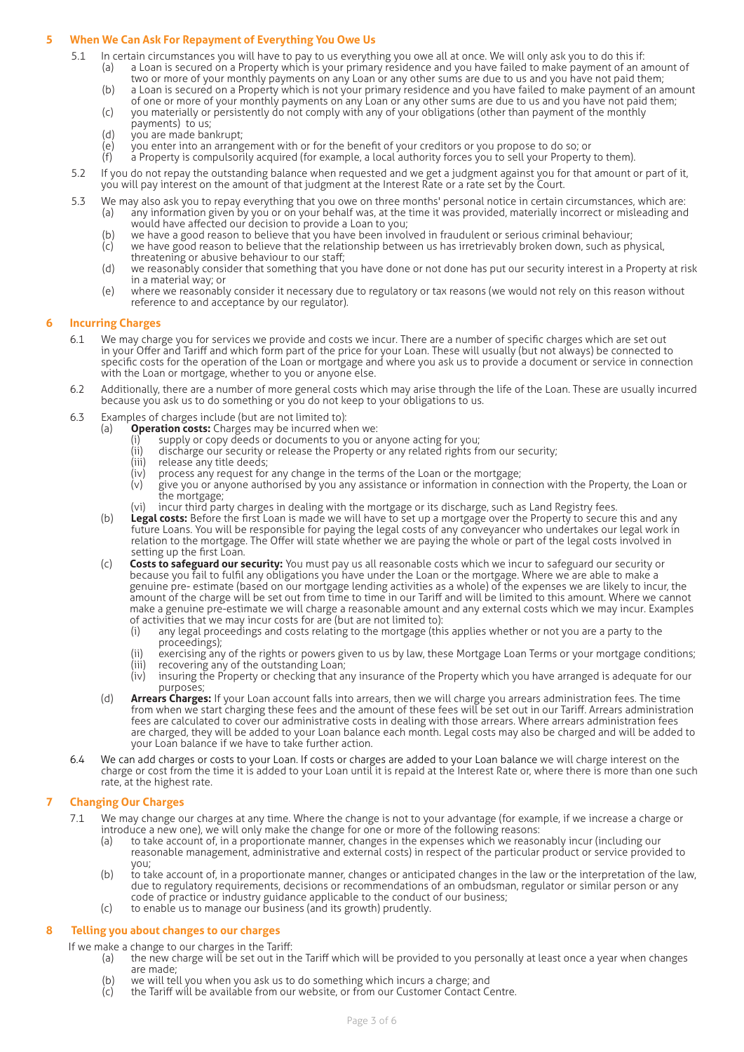## 5 When We Can Ask For Repayment of Everything You Owe Us

5.1 In certain circumstances you will have to pay to us everything you owe all at once. We will only ask you to do this if:

(a) a Loan is secured on a Property which is your primary residence and you have failed to make payment of an amount of two or more of your monthly payments on any Loan or any other sums are due to us and you have not paid them;

(b) a Loan is secured on a Property which is not your primary residence and you have failed to make payment of an amount of one or more of your monthly payments on any Loan or any other sums are due to us and you have not paid them;

(c) you materially or persistently do not comply with any of your obligations (other than payment of the monthly payments) to us;

(d) you are made bankrupt;

(e) you enter into an arrangement with or for the benefit of your creditors or you propose to do so; or

(f) a Property is compulsorily acquired (for example, a local authority forces you to sell your Property to them).

5.2 If you do not repay the outstanding balance when requested and we get a judgment against you for that amount or part of it, you will pay interest on the amount of that judgment at the Interest Rate or a rate set by the Court.

5.3 We may also ask you to repay everything that you owe on three months' personal notice in certain circumstances, which are:

(a) any information given by you or on your behalf was, at the time it was provided, materially incorrect or misleading and would have affected our decision to provide a Loan to you;

(b) we have a good reason to believe that you have been involved in fraudulent or serious criminal behaviour;

(c) we have good reason to believe that the relationship between us has irretrievably broken down, such as physical, threatening or abusive behaviour to our staff;

(d) we reasonably consider that something that you have done or not done has put our security interest in a Property at risk in a material way; or

(e) where we reasonably consider it necessary due to regulatory or tax reasons (we would not rely on this reason without reference to and acceptance by our regulator).

## 6 Incurring Charges

6.1 We may charge you for services we provide and costs we incur. There are a number of specific charges which are set out in your Offer and Tariff and which form part of the price for your Loan. These will usually (but not always) be connected to specific costs for the operation of the Loan or mortgage and where you ask us to provide a document or service in connection with the Loan or mortgage, whether to you or anyone else.

6.2 Additionally, there are a number of more general costs which may arise through the life of the Loan. These are usually incurred because you ask us to do something or you do not keep to your obligations to us.

6.3 Examples of charges include (but are not limited to):

(a) **Operation costs:** Charges may be incurred when we:

(i) supply or copy deeds or documents to you or anyone acting for you;

(ii) discharge our security or release the Property or any related rights from our security;

(iii) release any title deeds;

(iv) process any request for any change in the terms of the Loan or the mortgage;

(v) give you or anyone authorised by you any assistance or information in connection with the Property, the Loan or the mortgage;

(vi) incur third party charges in dealing with the mortgage or its discharge, such as Land Registry fees.

(b) **Legal costs:** Before the first Loan is made we will have to set up a mortgage over the Property to secure this and any future Loans. You will be responsible for paying the legal costs of any conveyancer who undertakes our legal work in relation to the mortgage. The Offer will state whether we are paying the whole or part of the legal costs involved in setting up the first Loan.

(c) **Costs to safeguard our security:** You must pay us all reasonable costs which we incur to safeguard our security or because you fail to fulfil any obligations you have under the Loan or the mortgage. Where we are able to make a genuine pre- estimate (based on our mortgage lending activities as a whole) of the expenses we are likely to incur, the amount of the charge will be set out from time to time in our Tariff and will be limited to this amount. Where we cannot make a genuine pre-estimate we will charge a reasonable amount and any external costs which we may incur. Examples of activities that we may incur costs for are (but are not limited to):

(i) any legal proceedings and costs relating to the mortgage (this applies whether or not you are a party to the proceedings);

(ii) exercising any of the rights or powers given to us by law, these Mortgage Loan Terms or your mortgage conditions;

(iii) recovering any of the outstanding Loan;

(iv) insuring the Property or checking that any insurance of the Property which you have arranged is adequate for our purposes;

(d) **Arrears Charges:** If your Loan account falls into arrears, then we will charge you arrears administration fees. The time from when we start charging these fees and the amount of these fees will be set out in our Tariff. Arrears administration fees are calculated to cover our administrative costs in dealing with those arrears. Where arrears administration fees are charged, they will be added to your Loan balance each month. Legal costs may also be charged and will be added to your Loan balance if we have to take further action.

6.4 We can add charges or costs to your Loan. If costs or charges are added to your Loan balance we will charge interest on the charge or cost from the time it is added to your Loan until it is repaid at the Interest Rate or, where there is more than one such rate, at the highest rate.

## 7 Changing Our Charges

7.1 We may change our charges at any time. Where the change is not to your advantage (for example, if we increase a charge or introduce a new one), we will only make the change for one or more of the following reasons:

(a) to take account of, in a proportionate manner, changes in the expenses which we reasonably incur (including our reasonable management, administrative and external costs) in respect of the particular product or service provided to you;

(b) to take account of, in a proportionate manner, changes or anticipated changes in the law or the interpretation of the law, due to regulatory requirements, decisions or recommendations of an ombudsman, regulator or similar person or any code of practice or industry guidance applicable to the conduct of our business;

(c) to enable us to manage our business (and its growth) prudently.

## 8 Telling you about changes to our charges

If we make a change to our charges in the Tariff:

(a) the new charge will be set out in the Tariff which will be provided to you personally at least once a year when changes are made;

(b) we will tell you when you ask us to do something which incurs a charge; and

(c) the Tariff will be available from our website, or from our Customer Contact Centre.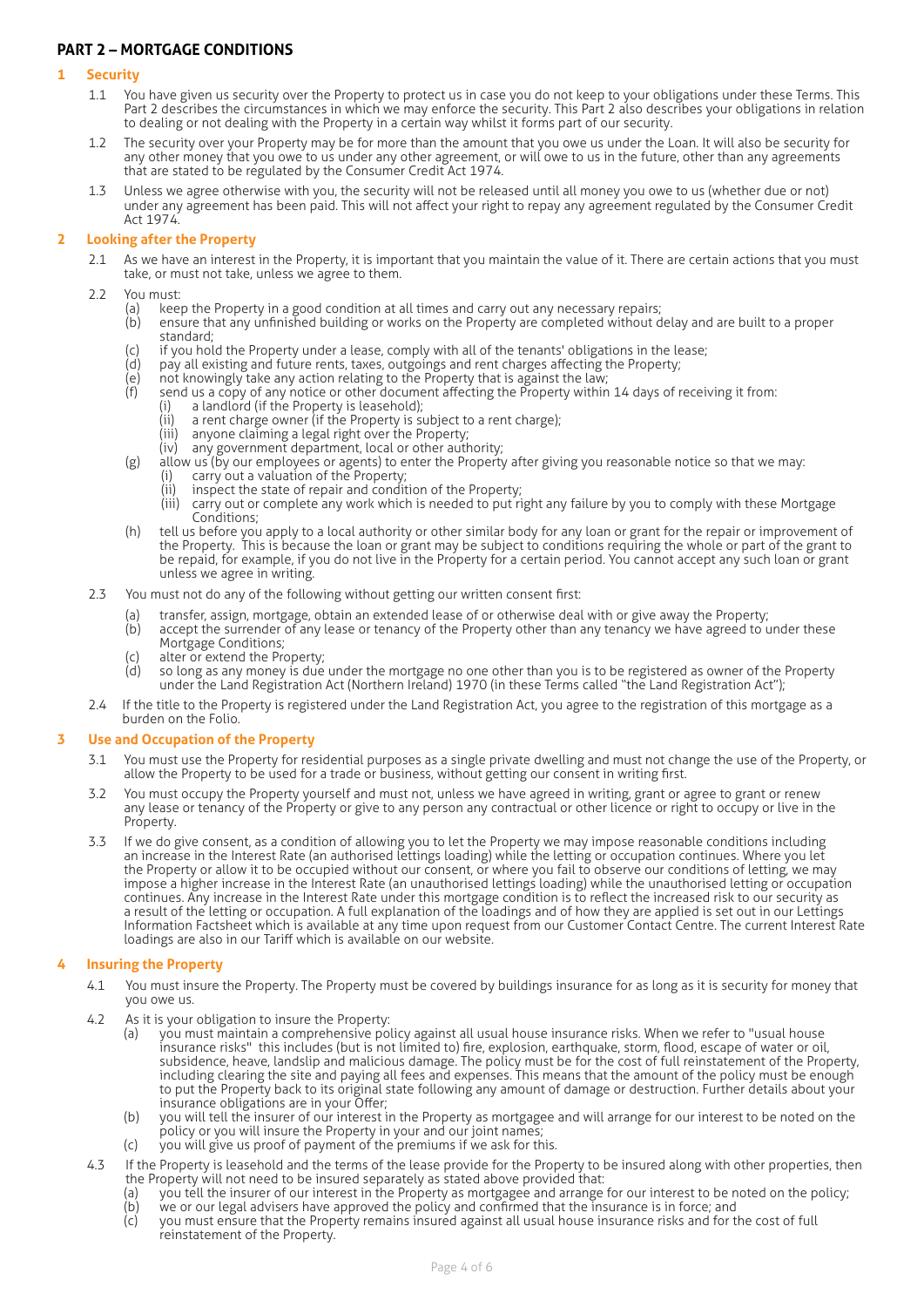## PART 2 – MORTGAGE CONDITIONS

### 1 Security

1.1 You have given us security over the Property to protect us in case you do not keep to your obligations under these Terms. This Part 2 describes the circumstances in which we may enforce the security. This Part 2 also describes your obligations in relation to dealing or not dealing with the Property in a certain way whilst it forms part of our security.

1.2 The security over your Property may be for more than the amount that you owe us under the Loan. It will also be security for any other money that you owe to us under any other agreement, or will owe to us in the future, other than any agreements that are stated to be regulated by the Consumer Credit Act 1974.

1.3 Unless we agree otherwise with you, the security will not be released until all money you owe to us (whether due or not) under any agreement has been paid. This will not affect your right to repay any agreement regulated by the Consumer Credit Act 1974.

### 2 Looking after the Property

2.1 As we have an interest in the Property, it is important that you maintain the value of it. There are certain actions that you must take, or must not take, unless we agree to them.

2.2 You must:

(a) keep the Property in a good condition at all times and carry out any necessary repairs;

(b) ensure that any unfinished building or works on the Property are completed without delay and are built to a proper standard;

(c) if you hold the Property under a lease, comply with all of the tenants' obligations in the lease;

(d) pay all existing and future rents, taxes, outgoings and rent charges affecting the Property;

(e) not knowingly take any action relating to the Property that is against the law;

(f) send us a copy of any notice or other document affecting the Property within 14 days of receiving it from:

(i) a landlord (if the Property is leasehold);

(ii) a rent charge owner (if the Property is subject to a rent charge);

(iii) anyone claiming a legal right over the Property;

(iv) any government department, local or other authority;

(g) allow us (by our employees or agents) to enter the Property after giving you reasonable notice so that we may:

(i) carry out a valuation of the Property;

(ii) inspect the state of repair and condition of the Property;

(iii) carry out or complete any work which is needed to put right any failure by you to comply with these Mortgage Conditions;

(h) tell us before you apply to a local authority or other similar body for any loan or grant for the repair or improvement of the Property. This is because the loan or grant may be subject to conditions requiring the whole or part of the grant to be repaid, for example, if you do not live in the Property for a certain period. You cannot accept any such loan or grant unless we agree in writing.

2.3 You must not do any of the following without getting our written consent first:

(a) transfer, assign, mortgage, obtain an extended lease of or otherwise deal with or give away the Property;

(b) accept the surrender of any lease or tenancy of the Property other than any tenancy we have agreed to under these Mortgage Conditions;

(c) alter or extend the Property;

(d) so long as any money is due under the mortgage no one other than you is to be registered as owner of the Property under the Land Registration Act (Northern Ireland) 1970 (in these Terms called "the Land Registration Act");

2.4 If the title to the Property is registered under the Land Registration Act, you agree to the registration of this mortgage as a burden on the Folio.

### 3 Use and Occupation of the Property

3.1 You must use the Property for residential purposes as a single private dwelling and must not change the use of the Property, or allow the Property to be used for a trade or business, without getting our consent in writing first.

3.2 You must occupy the Property yourself and must not, unless we have agreed in writing, grant or agree to grant or renew any lease or tenancy of the Property or give to any person any contractual or other licence or right to occupy or live in the Property.

3.3 If we do give consent, as a condition of allowing you to let the Property we may impose reasonable conditions including an increase in the Interest Rate (an authorised lettings loading) while the letting or occupation continues. Where you let the Property or allow it to be occupied without our consent, or where you fail to observe our conditions of letting, we may impose a higher increase in the Interest Rate (an unauthorised lettings loading) while the unauthorised letting or occupation continues. Any increase in the Interest Rate under this mortgage condition is to reflect the increased risk to our security as a result of the letting or occupation. A full explanation of the loadings and of how they are applied is set out in our Lettings Information Factsheet which is available at any time upon request from our Customer Contact Centre. The current Interest Rate loadings are also in our Tariff which is available on our website.

### 4 Insuring the Property

4.1 You must insure the Property. The Property must be covered by buildings insurance for as long as it is security for money that you owe us.

4.2 As it is your obligation to insure the Property:

(a) you must maintain a comprehensive policy against all usual house insurance risks. When we refer to "usual house insurance risks" this includes (but is not limited to) fire, explosion, earthquake, storm, flood, escape of water or oil, subsidence, heave, landslip and malicious damage. The policy must be for the cost of full reinstatement of the Property, including clearing the site and paying all fees and expenses. This means that the amount of the policy must be enough to put the Property back to its original state following any amount of damage or destruction. Further details about your insurance obligations are in your Offer;

(b) you will tell the insurer of our interest in the Property as mortgagee and will arrange for our interest to be noted on the policy or you will insure the Property in your and our joint names;

(c) you will give us proof of payment of the premiums if we ask for this.

4.3 If the Property is leasehold and the terms of the lease provide for the Property to be insured along with other properties, then the Property will not need to be insured separately as stated above provided that:

(a) you tell the insurer of our interest in the Property as mortgagee and arrange for our interest to be noted on the policy;

(b) we or our legal advisers have approved the policy and confirmed that the insurance is in force; and

(c) you must ensure that the Property remains insured against all usual house insurance risks and for the cost of full reinstatement of the Property.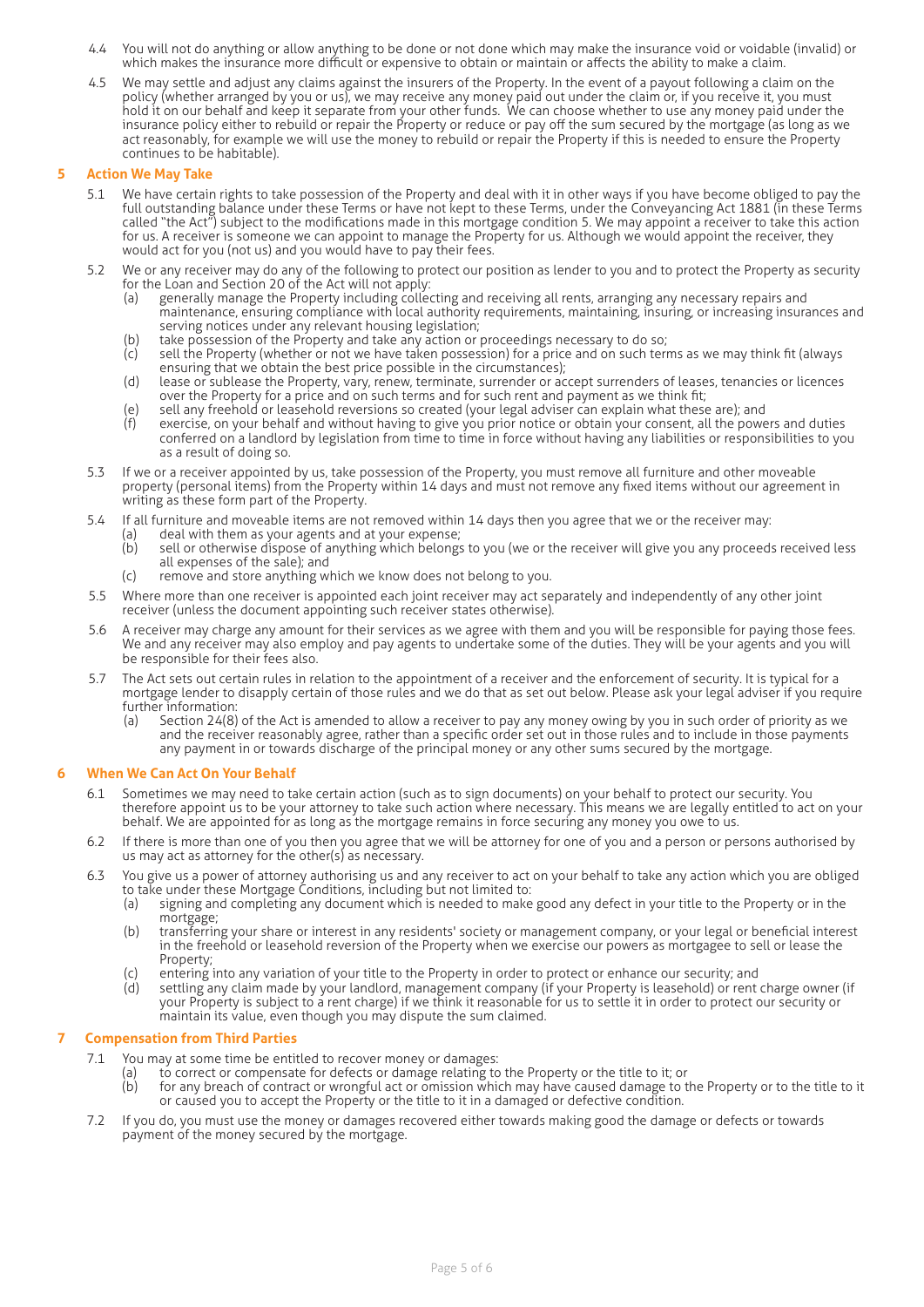4.4 You will not do anything or allow anything to be done or not done which may make the insurance void or voidable (invalid) or which makes the insurance more difficult or expensive to obtain or maintain or affects the ability to make a claim.

4.5 We may settle and adjust any claims against the insurers of the Property. In the event of a payout following a claim on the policy (whether arranged by you or us), we may receive any money paid out under the claim or, if you receive it, you must hold it on our behalf and keep it separate from your other funds. We can choose whether to use any money paid under the insurance policy either to rebuild or repair the Property or reduce or pay off the sum secured by the mortgage (as long as we act reasonably, for example we will use the money to rebuild or repair the Property if this is needed to ensure the Property continues to be habitable).

## 5 Action We May Take

5.1 We have certain rights to take possession of the Property and deal with it in other ways if you have become obliged to pay the full outstanding balance under these Terms or have not kept to these Terms, under the Conveyancing Act 1881 (in these Terms called "the Act") subject to the modifications made in this mortgage condition 5. We may appoint a receiver to take this action for us. A receiver is someone we can appoint to manage the Property for us. Although we would appoint the receiver, they would act for you (not us) and you would have to pay their fees.

5.2 We or any receiver may do any of the following to protect our position as lender to you and to protect the Property as security for the Loan and Section 20 of the Act will not apply:

- (a) generally manage the Property including collecting and receiving all rents, arranging any necessary repairs and maintenance, ensuring compliance with local authority requirements, maintaining, insuring, or increasing insurances and serving notices under any relevant housing legislation;
- (b) take possession of the Property and take any action or proceedings necessary to do so;
- (c) sell the Property (whether or not we have taken possession) for a price and on such terms as we may think fit (always ensuring that we obtain the best price possible in the circumstances);
- (d) lease or sublease the Property, vary, renew, terminate, surrender or accept surrenders of leases, tenancies or licences over the Property for a price and on such terms and for such rent and payment as we think fit;
- (e) sell any freehold or leasehold reversions so created (your legal adviser can explain what these are); and
- (f) exercise, on your behalf and without having to give you prior notice or obtain your consent, all the powers and duties conferred on a landlord by legislation from time to time in force without having any liabilities or responsibilities to you as a result of doing so.

5.3 If we or a receiver appointed by us, take possession of the Property, you must remove all furniture and other moveable property (personal items) from the Property within 14 days and must not remove any fixed items without our agreement in writing as these form part of the Property.

5.4 If all furniture and moveable items are not removed within 14 days then you agree that we or the receiver may:

- (a) deal with them as your agents and at your expense;
- (b) sell or otherwise dispose of anything which belongs to you (we or the receiver will give you any proceeds received less all expenses of the sale); and
- (c) remove and store anything which we know does not belong to you.

5.5 Where more than one receiver is appointed each joint receiver may act separately and independently of any other joint receiver (unless the document appointing such receiver states otherwise).

5.6 A receiver may charge any amount for their services as we agree with them and you will be responsible for paying those fees. We and any receiver may also employ and pay agents to undertake some of the duties. They will be your agents and you will be responsible for their fees also.

5.7 The Act sets out certain rules in relation to the appointment of a receiver and the enforcement of security. It is typical for a mortgage lender to disapply certain of those rules and we do that as set out below. Please ask your legal adviser if you require further information:

- (a) Section 24(8) of the Act is amended to allow a receiver to pay any money owing by you in such order of priority as we and the receiver reasonably agree, rather than a specific order set out in those rules and to include in those payments any payment in or towards discharge of the principal money or any other sums secured by the mortgage.

## 6 When We Can Act On Your Behalf

6.1 Sometimes we may need to take certain action (such as to sign documents) on your behalf to protect our security. You therefore appoint us to be your attorney to take such action where necessary. This means we are legally entitled to act on your behalf. We are appointed for as long as the mortgage remains in force securing any money you owe to us.

6.2 If there is more than one of you then you agree that we will be attorney for one of you and a person or persons authorised by us may act as attorney for the other(s) as necessary.

6.3 You give us a power of attorney authorising us and any receiver to act on your behalf to take any action which you are obliged to take under these Mortgage Conditions, including but not limited to:

- (a) signing and completing any document which is needed to make good any defect in your title to the Property or in the mortgage;
- (b) transferring your share or interest in any residents' society or management company, or your legal or beneficial interest in the freehold or leasehold reversion of the Property when we exercise our powers as mortgagee to sell or lease the Property;
- (c) entering into any variation of your title to the Property in order to protect or enhance our security; and
- (d) settling any claim made by your landlord, management company (if your Property is leasehold) or rent charge owner (if your Property is subject to a rent charge) if we think it reasonable for us to settle it in order to protect our security or maintain its value, even though you may dispute the sum claimed.

## 7 Compensation from Third Parties

7.1 You may at some time be entitled to recover money or damages:

- (a) to correct or compensate for defects or damage relating to the Property or the title to it; or
- (b) for any breach of contract or wrongful act or omission which may have caused damage to the Property or to the title to it or caused you to accept the Property or the title to it in a damaged or defective condition.

7.2 If you do, you must use the money or damages recovered either towards making good the damage or defects or towards payment of the money secured by the mortgage.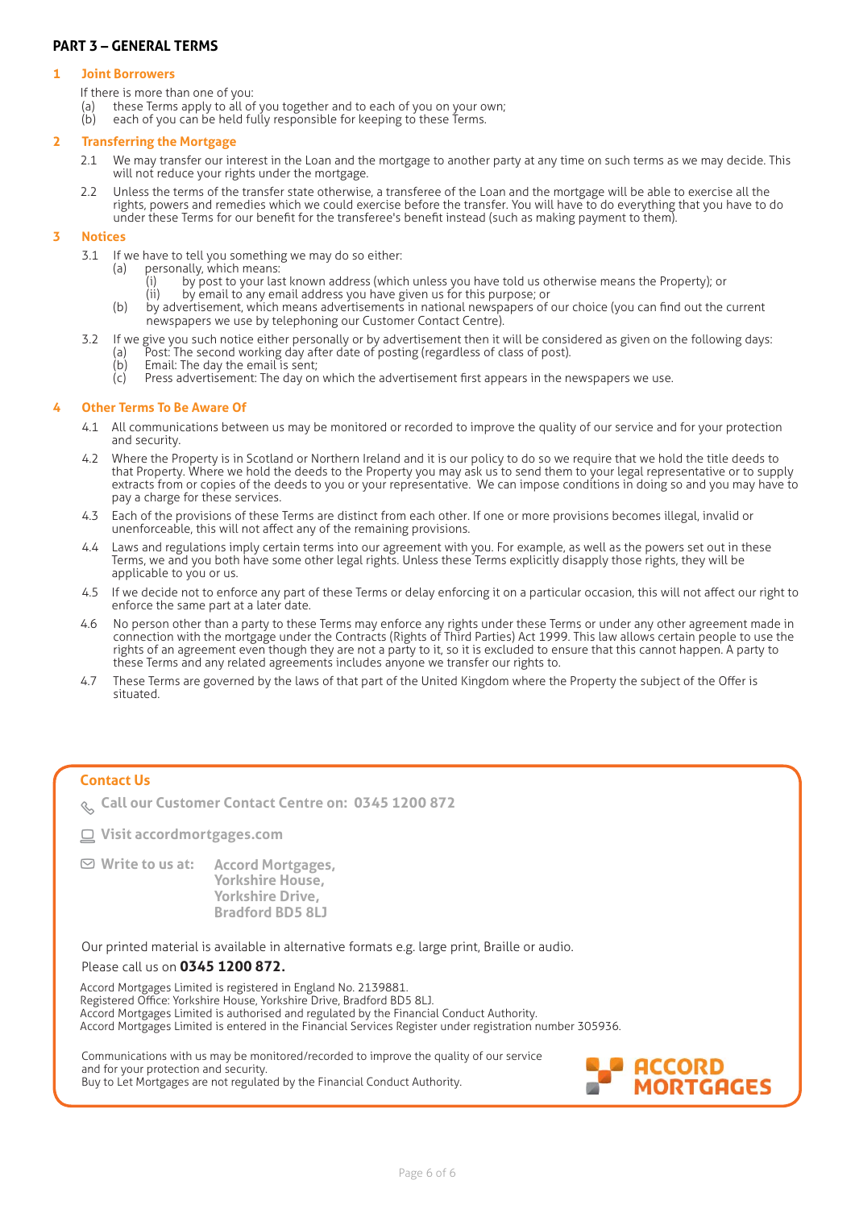## PART 3 – GENERAL TERMS

### 1 Joint Borrowers

If there is more than one of you:

(a) these Terms apply to all of you together and to each of you on your own;
(b) each of you can be held fully responsible for keeping to these Terms.

### 2 Transferring the Mortgage

2.1 We may transfer our interest in the Loan and the mortgage to another party at any time on such terms as we may decide. This will not reduce your rights under the mortgage.

2.2 Unless the terms of the transfer state otherwise, a transferee of the Loan and the mortgage will be able to exercise all the rights, powers and remedies which we could exercise before the transfer. You will have to do everything that you have to do under these Terms for our benefit for the transferee's benefit instead (such as making payment to them).

### 3 Notices

3.1 If we have to tell you something we may do so either:

(a) personally, which means:
  (i) by post to your last known address (which unless you have told us otherwise means the Property); or
  (ii) by email to any email address you have given us for this purpose; or
(b) by advertisement, which means advertisements in national newspapers of our choice (you can find out the current newspapers we use by telephoning our Customer Contact Centre).

3.2 If we give you such notice either personally or by advertisement then it will be considered as given on the following days:

(a) Post: The second working day after date of posting (regardless of class of post).
(b) Email: The day the email is sent;
(c) Press advertisement: The day on which the advertisement first appears in the newspapers we use.

### 4 Other Terms To Be Aware Of

4.1 All communications between us may be monitored or recorded to improve the quality of our service and for your protection and security.

4.2 Where the Property is in Scotland or Northern Ireland and it is our policy to do so we require that we hold the title deeds to that Property. Where we hold the deeds to the Property you may ask us to send them to your legal representative or to supply extracts from or copies of the deeds to you or your representative. We can impose conditions in doing so and you may have to pay a charge for these services.

4.3 Each of the provisions of these Terms are distinct from each other. If one or more provisions becomes illegal, invalid or unenforceable, this will not affect any of the remaining provisions.

4.4 Laws and regulations imply certain terms into our agreement with you. For example, as well as the powers set out in these Terms, we and you both have some other legal rights. Unless these Terms explicitly disapply those rights, they will be applicable to you or us.

4.5 If we decide not to enforce any part of these Terms or delay enforcing it on a particular occasion, this will not affect our right to enforce the same part at a later date.

4.6 No person other than a party to these Terms may enforce any rights under these Terms or under any other agreement made in connection with the mortgage under the Contracts (Rights of Third Parties) Act 1999. This law allows certain people to use the rights of an agreement even though they are not a party to it, so it is excluded to ensure that this cannot happen. A party to these Terms and any related agreements includes anyone we transfer our rights to.

4.7 These Terms are governed by the laws of that part of the United Kingdom where the Property the subject of the Offer is situated.

### Contact Us

**Call our Customer Contact Centre on: 0345 1200 872**

**Visit accordmortgages.com**

**Write to us at:** Accord Mortgages,
Yorkshire House,
Yorkshire Drive,
Bradford BD5 8LJ

Our printed material is available in alternative formats e.g. large print, Braille or audio.

Please call us on **0345 1200 872.**

Accord Mortgages Limited is registered in England No. 2139881.
Registered Office: Yorkshire House, Yorkshire Drive, Bradford BD5 8LJ.
Accord Mortgages Limited is authorised and regulated by the Financial Conduct Authority.
Accord Mortgages Limited is entered in the Financial Services Register under registration number 305936.

Communications with us may be monitored/recorded to improve the quality of our service and for your protection and security.
Buy to Let Mortgages are not regulated by the Financial Conduct Authority.

ACCORD MORTGAGES